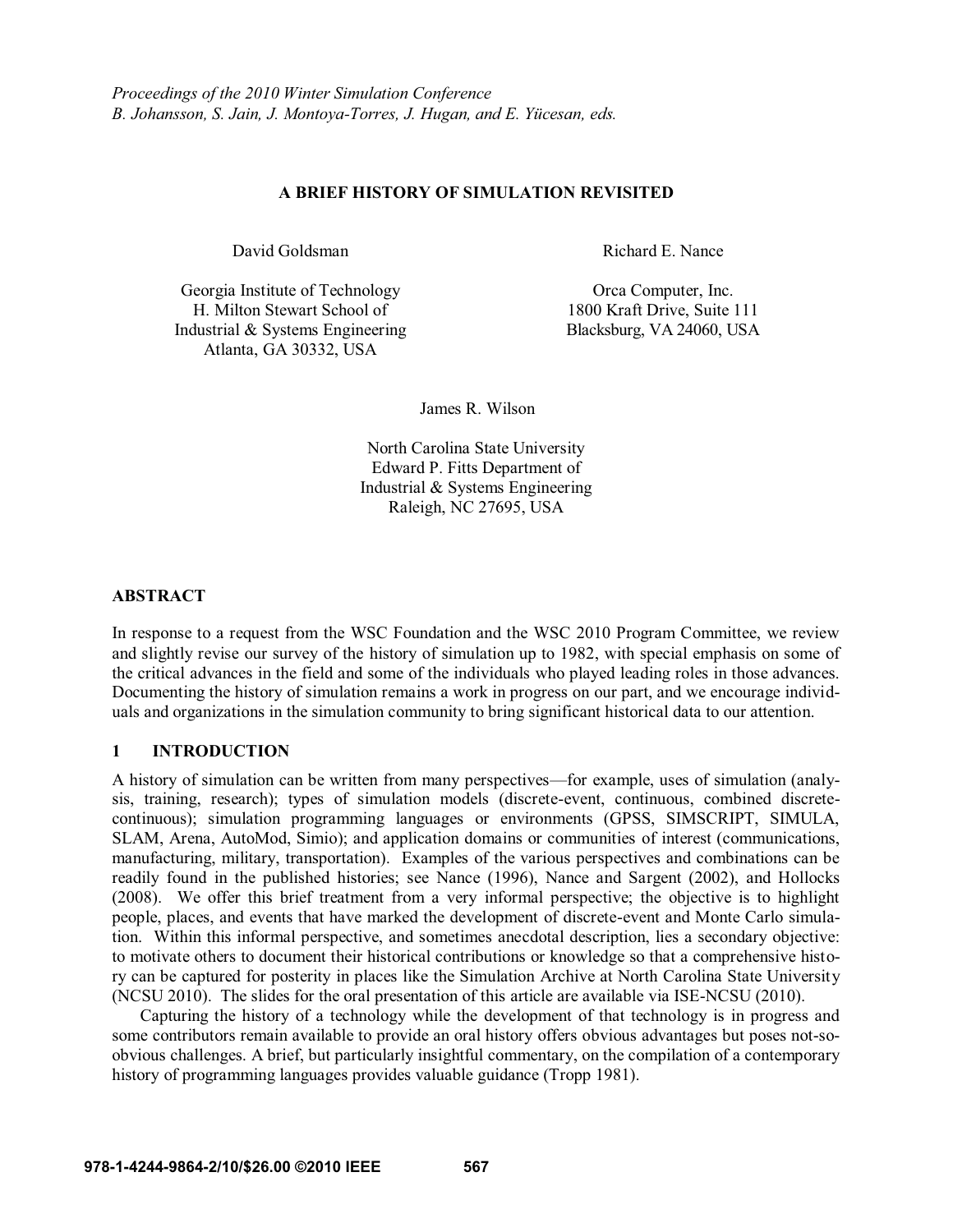*Proceedings of the 2010 Winter Simulation Conference*
*B. Johansson, S. Jain, J. Montoya-Torres, J. Hugan, and E. Yücesan, eds.*

# A BRIEF HISTORY OF SIMULATION REVISITED

David Goldsman

Georgia Institute of Technology
H. Milton Stewart School of
Industrial & Systems Engineering
Atlanta, GA 30332, USA

Richard E. Nance

Orca Computer, Inc.
1800 Kraft Drive, Suite 111
Blacksburg, VA 24060, USA

James R. Wilson

North Carolina State University
Edward P. Fitts Department of
Industrial & Systems Engineering
Raleigh, NC 27695, USA

## ABSTRACT

In response to a request from the WSC Foundation and the WSC 2010 Program Committee, we review and slightly revise our survey of the history of simulation up to 1982, with special emphasis on some of the critical advances in the field and some of the individuals who played leading roles in those advances. Documenting the history of simulation remains a work in progress on our part, and we encourage individuals and organizations in the simulation community to bring significant historical data to our attention.

## 1 INTRODUCTION

A history of simulation can be written from many perspectives—for example, uses of simulation (analysis, training, research); types of simulation models (discrete-event, continuous, combined discrete-continuous); simulation programming languages or environments (GPSS, SIMSCRIPT, SIMULA, SLAM, Arena, AutoMod, Simio); and application domains or communities of interest (communications, manufacturing, military, transportation). Examples of the various perspectives and combinations can be readily found in the published histories; see Nance (1996), Nance and Sargent (2002), and Hollocks (2008). We offer this brief treatment from a very informal perspective; the objective is to highlight people, places, and events that have marked the development of discrete-event and Monte Carlo simulation. Within this informal perspective, and sometimes anecdotal description, lies a secondary objective: to motivate others to document their historical contributions or knowledge so that a comprehensive history can be captured for posterity in places like the Simulation Archive at North Carolina State University (NCSU 2010). The slides for the oral presentation of this article are available via ISE-NCSU (2010).

Capturing the history of a technology while the development of that technology is in progress and some contributors remain available to provide an oral history offers obvious advantages but poses not-so-obvious challenges. A brief, but particularly insightful commentary, on the compilation of a contemporary history of programming languages provides valuable guidance (Tropp 1981).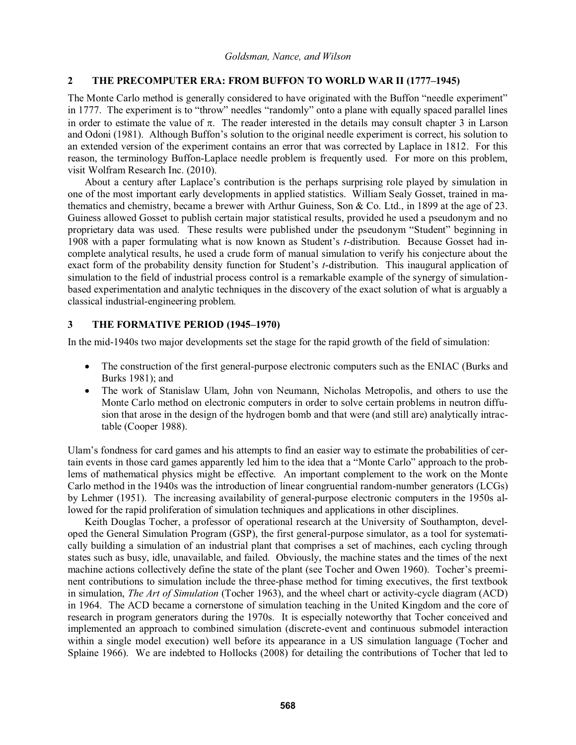## 2 THE PRECOMPUTER ERA: FROM BUFFON TO WORLD WAR II (1777–1945)

The Monte Carlo method is generally considered to have originated with the Buffon "needle experiment" in 1777. The experiment is to "throw" needles "randomly" onto a plane with equally spaced parallel lines in order to estimate the value of $\pi$. The reader interested in the details may consult chapter 3 in Larson and Odoni (1981). Although Buffon's solution to the original needle experiment is correct, his solution to an extended version of the experiment contains an error that was corrected by Laplace in 1812. For this reason, the terminology Buffon-Laplace needle problem is frequently used. For more on this problem, visit Wolfram Research Inc. (2010).

About a century after Laplace's contribution is the perhaps surprising role played by simulation in one of the most important early developments in applied statistics. William Sealy Gosset, trained in mathematics and chemistry, became a brewer with Arthur Guiness, Son & Co. Ltd., in 1899 at the age of 23. Guiness allowed Gosset to publish certain major statistical results, provided he used a pseudonym and no proprietary data was used. These results were published under the pseudonym "Student" beginning in 1908 with a paper formulating what is now known as Student's *t*-distribution. Because Gosset had incomplete analytical results, he used a crude form of manual simulation to verify his conjecture about the exact form of the probability density function for Student's *t*-distribution. This inaugural application of simulation to the field of industrial process control is a remarkable example of the synergy of simulation-based experimentation and analytic techniques in the discovery of the exact solution of what is arguably a classical industrial-engineering problem.

## 3 THE FORMATIVE PERIOD (1945–1970)

In the mid-1940s two major developments set the stage for the rapid growth of the field of simulation:

- The construction of the first general-purpose electronic computers such as the ENIAC (Burks and Burks 1981); and
- The work of Stanislaw Ulam, John von Neumann, Nicholas Metropolis, and others to use the Monte Carlo method on electronic computers in order to solve certain problems in neutron diffusion that arose in the design of the hydrogen bomb and that were (and still are) analytically intractable (Cooper 1988).

Ulam's fondness for card games and his attempts to find an easier way to estimate the probabilities of certain events in those card games apparently led him to the idea that a "Monte Carlo" approach to the problems of mathematical physics might be effective. An important complement to the work on the Monte Carlo method in the 1940s was the introduction of linear congruential random-number generators (LCGs) by Lehmer (1951). The increasing availability of general-purpose electronic computers in the 1950s allowed for the rapid proliferation of simulation techniques and applications in other disciplines.

Keith Douglas Tocher, a professor of operational research at the University of Southampton, developed the General Simulation Program (GSP), the first general-purpose simulator, as a tool for systematically building a simulation of an industrial plant that comprises a set of machines, each cycling through states such as busy, idle, unavailable, and failed. Obviously, the machine states and the times of the next machine actions collectively define the state of the plant (see Tocher and Owen 1960). Tocher's preeminent contributions to simulation include the three-phase method for timing executives, the first textbook in simulation, *The Art of Simulation* (Tocher 1963), and the wheel chart or activity-cycle diagram (ACD) in 1964. The ACD became a cornerstone of simulation teaching in the United Kingdom and the core of research in program generators during the 1970s. It is especially noteworthy that Tocher conceived and implemented an approach to combined simulation (discrete-event and continuous submodel interaction within a single model execution) well before its appearance in a US simulation language (Tocher and Splaine 1966). We are indebted to Hollocks (2008) for detailing the contributions of Tocher that led to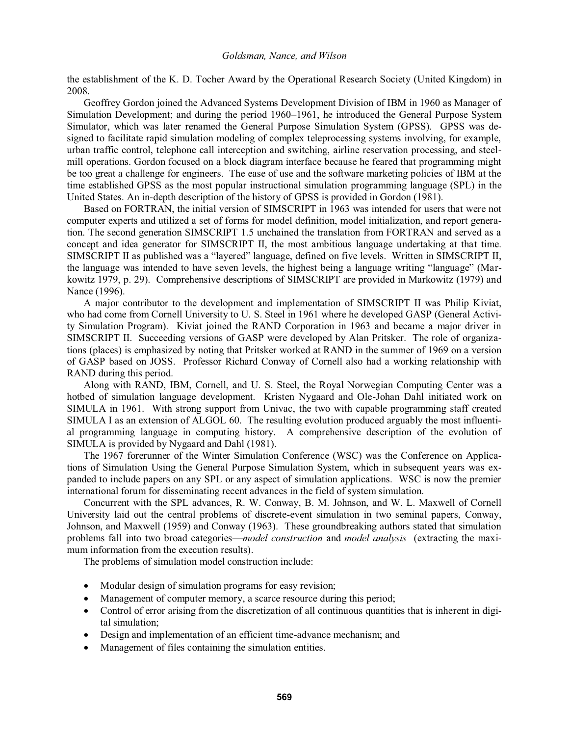the establishment of the K. D. Tocher Award by the Operational Research Society (United Kingdom) in 2008.

Geoffrey Gordon joined the Advanced Systems Development Division of IBM in 1960 as Manager of Simulation Development; and during the period 1960–1961, he introduced the General Purpose System Simulator, which was later renamed the General Purpose Simulation System (GPSS). GPSS was designed to facilitate rapid simulation modeling of complex teleprocessing systems involving, for example, urban traffic control, telephone call interception and switching, airline reservation processing, and steel-mill operations. Gordon focused on a block diagram interface because he feared that programming might be too great a challenge for engineers. The ease of use and the software marketing policies of IBM at the time established GPSS as the most popular instructional simulation programming language (SPL) in the United States. An in-depth description of the history of GPSS is provided in Gordon (1981).

Based on FORTRAN, the initial version of SIMSCRIPT in 1963 was intended for users that were not computer experts and utilized a set of forms for model definition, model initialization, and report generation. The second generation SIMSCRIPT 1.5 unchained the translation from FORTRAN and served as a concept and idea generator for SIMSCRIPT II, the most ambitious language undertaking at that time. SIMSCRIPT II as published was a "layered" language, defined on five levels. Written in SIMSCRIPT II, the language was intended to have seven levels, the highest being a language writing "language" (Markowitz 1979, p. 29). Comprehensive descriptions of SIMSCRIPT are provided in Markowitz (1979) and Nance (1996).

A major contributor to the development and implementation of SIMSCRIPT II was Philip Kiviat, who had come from Cornell University to U. S. Steel in 1961 where he developed GASP (General Activity Simulation Program). Kiviat joined the RAND Corporation in 1963 and became a major driver in SIMSCRIPT II. Succeeding versions of GASP were developed by Alan Pritsker. The role of organizations (places) is emphasized by noting that Pritsker worked at RAND in the summer of 1969 on a version of GASP based on JOSS. Professor Richard Conway of Cornell also had a working relationship with RAND during this period.

Along with RAND, IBM, Cornell, and U. S. Steel, the Royal Norwegian Computing Center was a hotbed of simulation language development. Kristen Nygaard and Ole-Johan Dahl initiated work on SIMULA in 1961. With strong support from Univac, the two with capable programming staff created SIMULA I as an extension of ALGOL 60. The resulting evolution produced arguably the most influential programming language in computing history. A comprehensive description of the evolution of SIMULA is provided by Nygaard and Dahl (1981).

The 1967 forerunner of the Winter Simulation Conference (WSC) was the Conference on Applications of Simulation Using the General Purpose Simulation System, which in subsequent years was expanded to include papers on any SPL or any aspect of simulation applications. WSC is now the premier international forum for disseminating recent advances in the field of system simulation.

Concurrent with the SPL advances, R. W. Conway, B. M. Johnson, and W. L. Maxwell of Cornell University laid out the central problems of discrete-event simulation in two seminal papers, Conway, Johnson, and Maxwell (1959) and Conway (1963). These groundbreaking authors stated that simulation problems fall into two broad categories—*model construction* and *model analysis* (extracting the maximum information from the execution results).

The problems of simulation model construction include:

- Modular design of simulation programs for easy revision;
- Management of computer memory, a scarce resource during this period;
- Control of error arising from the discretization of all continuous quantities that is inherent in digital simulation;
- Design and implementation of an efficient time-advance mechanism; and
- Management of files containing the simulation entities.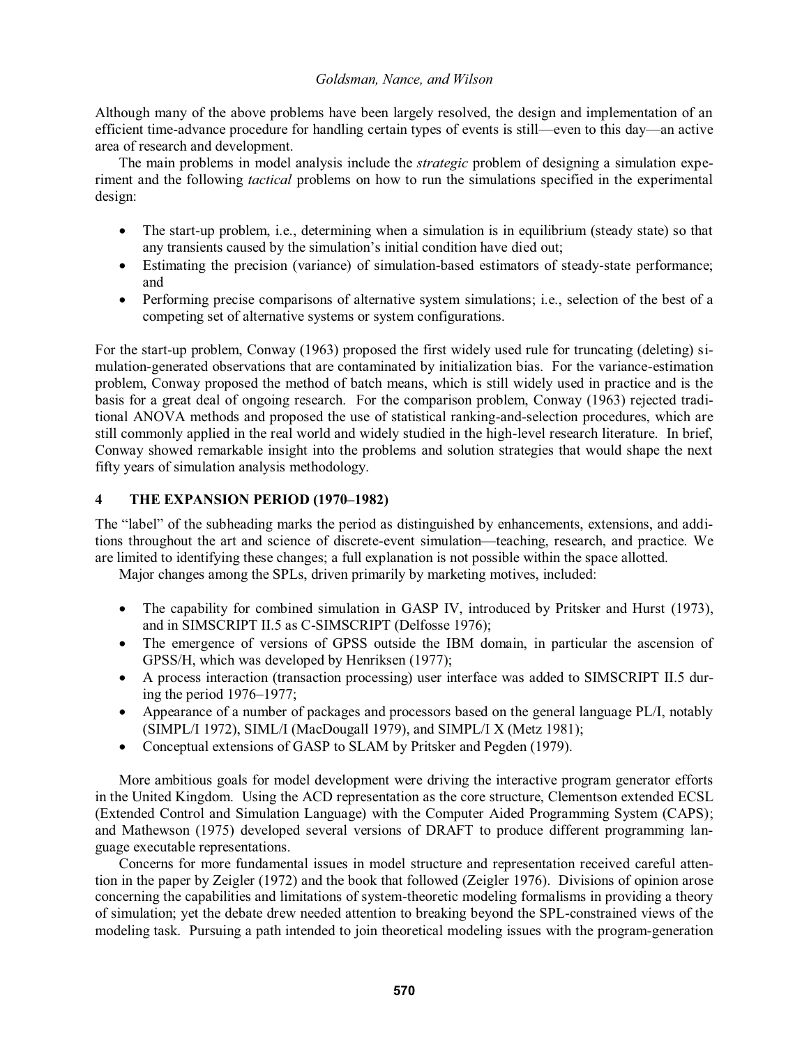Although many of the above problems have been largely resolved, the design and implementation of an efficient time-advance procedure for handling certain types of events is still—even to this day—an active area of research and development.

The main problems in model analysis include the *strategic* problem of designing a simulation experiment and the following *tactical* problems on how to run the simulations specified in the experimental design:

- The start-up problem, i.e., determining when a simulation is in equilibrium (steady state) so that any transients caused by the simulation's initial condition have died out;
- Estimating the precision (variance) of simulation-based estimators of steady-state performance; and
- Performing precise comparisons of alternative system simulations; i.e., selection of the best of a competing set of alternative systems or system configurations.

For the start-up problem, Conway (1963) proposed the first widely used rule for truncating (deleting) simulation-generated observations that are contaminated by initialization bias. For the variance-estimation problem, Conway proposed the method of batch means, which is still widely used in practice and is the basis for a great deal of ongoing research. For the comparison problem, Conway (1963) rejected traditional ANOVA methods and proposed the use of statistical ranking-and-selection procedures, which are still commonly applied in the real world and widely studied in the high-level research literature. In brief, Conway showed remarkable insight into the problems and solution strategies that would shape the next fifty years of simulation analysis methodology.

## 4 THE EXPANSION PERIOD (1970–1982)

The "label" of the subheading marks the period as distinguished by enhancements, extensions, and additions throughout the art and science of discrete-event simulation—teaching, research, and practice. We are limited to identifying these changes; a full explanation is not possible within the space allotted.

Major changes among the SPLs, driven primarily by marketing motives, included:

- The capability for combined simulation in GASP IV, introduced by Pritsker and Hurst (1973), and in SIMSCRIPT II.5 as C-SIMSCRIPT (Delfosse 1976);
- The emergence of versions of GPSS outside the IBM domain, in particular the ascension of GPSS/H, which was developed by Henriksen (1977);
- A process interaction (transaction processing) user interface was added to SIMSCRIPT II.5 during the period 1976–1977;
- Appearance of a number of packages and processors based on the general language PL/I, notably (SIMPL/I 1972), SIML/I (MacDougall 1979), and SIMPL/I X (Metz 1981);
- Conceptual extensions of GASP to SLAM by Pritsker and Pegden (1979).

More ambitious goals for model development were driving the interactive program generator efforts in the United Kingdom. Using the ACD representation as the core structure, Clementson extended ECSL (Extended Control and Simulation Language) with the Computer Aided Programming System (CAPS); and Mathewson (1975) developed several versions of DRAFT to produce different programming language executable representations.

Concerns for more fundamental issues in model structure and representation received careful attention in the paper by Zeigler (1972) and the book that followed (Zeigler 1976). Divisions of opinion arose concerning the capabilities and limitations of system-theoretic modeling formalisms in providing a theory of simulation; yet the debate drew needed attention to breaking beyond the SPL-constrained views of the modeling task. Pursuing a path intended to join theoretical modeling issues with the program-generation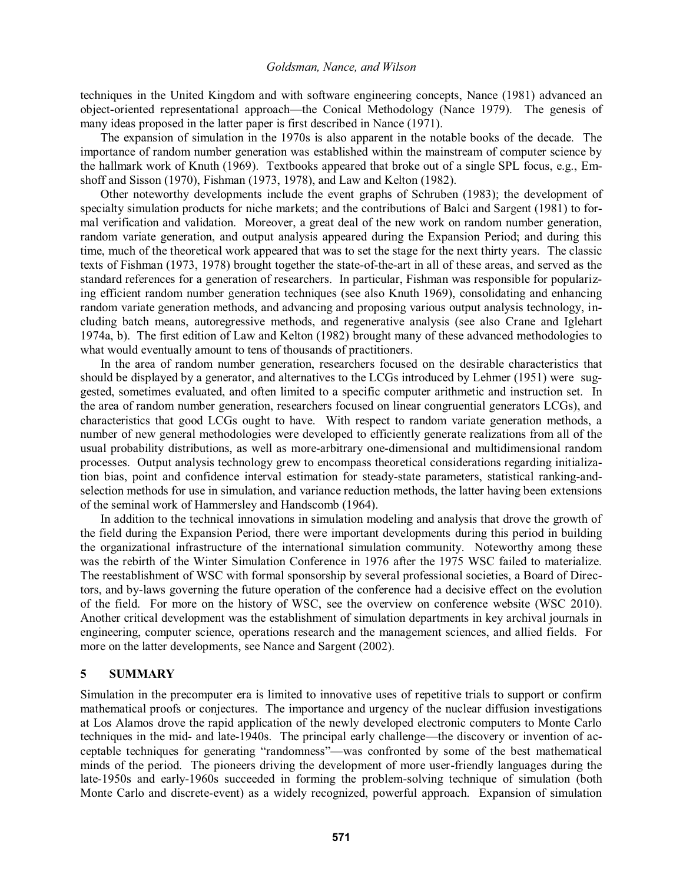techniques in the United Kingdom and with software engineering concepts, Nance (1981) advanced an object-oriented representational approach—the Conical Methodology (Nance 1979). The genesis of many ideas proposed in the latter paper is first described in Nance (1971).

The expansion of simulation in the 1970s is also apparent in the notable books of the decade. The importance of random number generation was established within the mainstream of computer science by the hallmark work of Knuth (1969). Textbooks appeared that broke out of a single SPL focus, e.g., Emshoff and Sisson (1970), Fishman (1973, 1978), and Law and Kelton (1982).

Other noteworthy developments include the event graphs of Schruben (1983); the development of specialty simulation products for niche markets; and the contributions of Balci and Sargent (1981) to formal verification and validation. Moreover, a great deal of the new work on random number generation, random variate generation, and output analysis appeared during the Expansion Period; and during this time, much of the theoretical work appeared that was to set the stage for the next thirty years. The classic texts of Fishman (1973, 1978) brought together the state-of-the-art in all of these areas, and served as the standard references for a generation of researchers. In particular, Fishman was responsible for popularizing efficient random number generation techniques (see also Knuth 1969), consolidating and enhancing random variate generation methods, and advancing and proposing various output analysis technology, including batch means, autoregressive methods, and regenerative analysis (see also Crane and Iglehart 1974a, b). The first edition of Law and Kelton (1982) brought many of these advanced methodologies to what would eventually amount to tens of thousands of practitioners.

In the area of random number generation, researchers focused on the desirable characteristics that should be displayed by a generator, and alternatives to the LCGs introduced by Lehmer (1951) were suggested, sometimes evaluated, and often limited to a specific computer arithmetic and instruction set. In the area of random number generation, researchers focused on linear congruential generators LCGs), and characteristics that good LCGs ought to have. With respect to random variate generation methods, a number of new general methodologies were developed to efficiently generate realizations from all of the usual probability distributions, as well as more-arbitrary one-dimensional and multidimensional random processes. Output analysis technology grew to encompass theoretical considerations regarding initialization bias, point and confidence interval estimation for steady-state parameters, statistical ranking-and-selection methods for use in simulation, and variance reduction methods, the latter having been extensions of the seminal work of Hammersley and Handscomb (1964).

In addition to the technical innovations in simulation modeling and analysis that drove the growth of the field during the Expansion Period, there were important developments during this period in building the organizational infrastructure of the international simulation community. Noteworthy among these was the rebirth of the Winter Simulation Conference in 1976 after the 1975 WSC failed to materialize. The reestablishment of WSC with formal sponsorship by several professional societies, a Board of Directors, and by-laws governing the future operation of the conference had a decisive effect on the evolution of the field. For more on the history of WSC, see the overview on conference website (WSC 2010). Another critical development was the establishment of simulation departments in key archival journals in engineering, computer science, operations research and the management sciences, and allied fields. For more on the latter developments, see Nance and Sargent (2002).

## 5 SUMMARY

Simulation in the precomputer era is limited to innovative uses of repetitive trials to support or confirm mathematical proofs or conjectures. The importance and urgency of the nuclear diffusion investigations at Los Alamos drove the rapid application of the newly developed electronic computers to Monte Carlo techniques in the mid- and late-1940s. The principal early challenge—the discovery or invention of acceptable techniques for generating "randomness"—was confronted by some of the best mathematical minds of the period. The pioneers driving the development of more user-friendly languages during the late-1950s and early-1960s succeeded in forming the problem-solving technique of simulation (both Monte Carlo and discrete-event) as a widely recognized, powerful approach. Expansion of simulation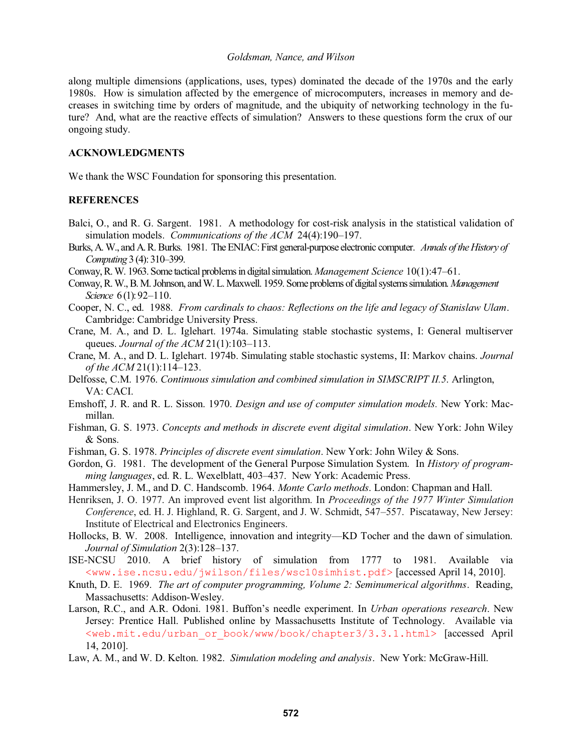along multiple dimensions (applications, uses, types) dominated the decade of the 1970s and the early 1980s. How is simulation affected by the emergence of microcomputers, increases in memory and decreases in switching time by orders of magnitude, and the ubiquity of networking technology in the future? And, what are the reactive effects of simulation? Answers to these questions form the crux of our ongoing study.

## ACKNOWLEDGMENTS

We thank the WSC Foundation for sponsoring this presentation.

## REFERENCES

Balci, O., and R. G. Sargent. 1981. A methodology for cost-risk analysis in the statistical validation of simulation models. *Communications of the ACM* 24(4):190–197.

Burks, A. W., and A. R. Burks. 1981. The ENIAC: First general-purpose electronic computer. *Annals of the History of Computing* 3 (4): 310–399.

Conway, R. W. 1963. Some tactical problems in digital simulation. *Management Science* 10(1):47–61.

Conway, R. W., B. M. Johnson, and W. L. Maxwell. 1959. Some problems of digital systems simulation. *Management Science* 6 (1): 92–110.

Cooper, N. C., ed. 1988. *From cardinals to chaos: Reflections on the life and legacy of Stanislaw Ulam*. Cambridge: Cambridge University Press.

Crane, M. A., and D. L. Iglehart. 1974a. Simulating stable stochastic systems, I: General multiserver queues. *Journal of the ACM* 21(1):103–113.

Crane, M. A., and D. L. Iglehart. 1974b. Simulating stable stochastic systems, II: Markov chains. *Journal of the ACM* 21(1):114–123.

Delfosse, C.M. 1976. *Continuous simulation and combined simulation in SIMSCRIPT II.5*. Arlington, VA: CACI.

Emshoff, J. R. and R. L. Sisson. 1970. *Design and use of computer simulation models.* New York: Macmillan.

Fishman, G. S. 1973. *Concepts and methods in discrete event digital simulation*. New York: John Wiley & Sons.

Fishman, G. S. 1978. *Principles of discrete event simulation*. New York: John Wiley & Sons.

Gordon, G. 1981. The development of the General Purpose Simulation System. In *History of programming languages*, ed. R. L. Wexelblatt, 403–437. New York: Academic Press.

Hammersley, J. M., and D. C. Handscomb. 1964. *Monte Carlo methods*. London: Chapman and Hall.

Henriksen, J. O. 1977. An improved event list algorithm. In *Proceedings of the 1977 Winter Simulation Conference*, ed. H. J. Highland, R. G. Sargent, and J. W. Schmidt, 547–557. Piscataway, New Jersey: Institute of Electrical and Electronics Engineers.

Hollocks, B. W. 2008. Intelligence, innovation and integrity—KD Tocher and the dawn of simulation. *Journal of Simulation* 2(3):128–137.

ISE-NCSU 2010. A brief history of simulation from 1777 to 1981. Available via <www.ise.ncsu.edu/jwilson/files/wsc10simhist.pdf> [accessed April 14, 2010].

Knuth, D. E. 1969. *The art of computer programming, Volume 2: Seminumerical algorithms*. Reading, Massachusetts: Addison-Wesley.

Larson, R.C., and A.R. Odoni. 1981. Buffon's needle experiment. In *Urban operations research*. New Jersey: Prentice Hall. Published online by Massachusetts Institute of Technology. Available via <web.mit.edu/urban_or_book/www/book/chapter3/3.3.1.html> [accessed April 14, 2010].

Law, A. M., and W. D. Kelton. 1982. *Simulation modeling and analysis*. New York: McGraw-Hill.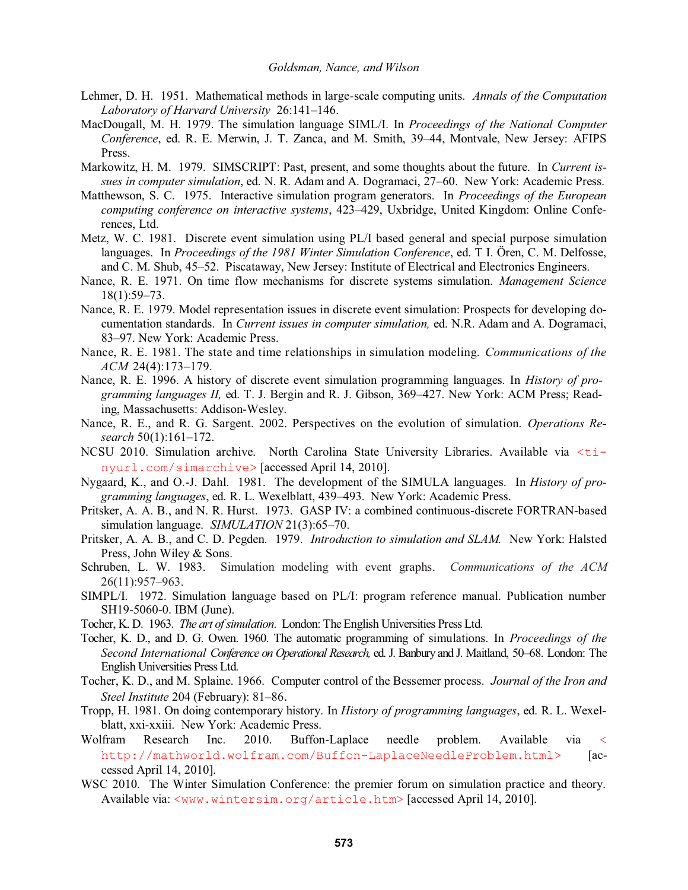Lehmer, D. H. 1951. Mathematical methods in large-scale computing units. *Annals of the Computation Laboratory of Harvard University* 26:141–146.

MacDougall, M. H. 1979. The simulation language SIML/I. In *Proceedings of the National Computer Conference*, ed. R. E. Merwin, J. T. Zanca, and M. Smith, 39–44, Montvale, New Jersey: AFIPS Press.

Markowitz, H. M. 1979. SIMSCRIPT: Past, present, and some thoughts about the future. In *Current issues in computer simulation*, ed. N. R. Adam and A. Dogramaci, 27–60. New York: Academic Press.

Matthewson, S. C. 1975. Interactive simulation program generators. In *Proceedings of the European computing conference on interactive systems*, 423–429, Uxbridge, United Kingdom: Online Conferences, Ltd.

Metz, W. C. 1981. Discrete event simulation using PL/I based general and special purpose simulation languages. In *Proceedings of the 1981 Winter Simulation Conference*, ed. T I. Ören, C. M. Delfosse, and C. M. Shub, 45–52. Piscataway, New Jersey: Institute of Electrical and Electronics Engineers.

Nance, R. E. 1971. On time flow mechanisms for discrete systems simulation. *Management Science* 18(1):59–73.

Nance, R. E. 1979. Model representation issues in discrete event simulation: Prospects for developing documentation standards. In *Current issues in computer simulation,* ed. N.R. Adam and A. Dogramaci, 83–97. New York: Academic Press.

Nance, R. E. 1981. The state and time relationships in simulation modeling. *Communications of the ACM* 24(4):173–179.

Nance, R. E. 1996. A history of discrete event simulation programming languages. In *History of programming languages II,* ed. T. J. Bergin and R. J. Gibson, 369–427. New York: ACM Press; Reading, Massachusetts: Addison-Wesley.

Nance, R. E., and R. G. Sargent. 2002. Perspectives on the evolution of simulation. *Operations Research* 50(1):161–172.

NCSU 2010. Simulation archive. North Carolina State University Libraries. Available via <tinyurl.com/simarchive> [accessed April 14, 2010].

Nygaard, K., and O.-J. Dahl. 1981. The development of the SIMULA languages. In *History of programming languages*, ed. R. L. Wexelblatt, 439–493. New York: Academic Press.

Pritsker, A. A. B., and N. R. Hurst. 1973. GASP IV: a combined continuous-discrete FORTRAN-based simulation language. *SIMULATION* 21(3):65–70.

Pritsker, A. A. B., and C. D. Pegden. 1979. *Introduction to simulation and SLAM.* New York: Halsted Press, John Wiley & Sons.

Schruben, L. W. 1983. Simulation modeling with event graphs. *Communications of the ACM* 26(11):957–963.

SIMPL/I. 1972. Simulation language based on PL/I: program reference manual. Publication number SH19-5060-0. IBM (June).

Tocher, K. D. 1963. *The art of simulation*. London: The English Universities Press Ltd.

Tocher, K. D., and D. G. Owen. 1960. The automatic programming of simulations. In *Proceedings of the Second International Conference on Operational Research,* ed. J. Banbury and J. Maitland, 50–68. London: The English Universities Press Ltd.

Tocher, K. D., and M. Splaine. 1966. Computer control of the Bessemer process. *Journal of the Iron and Steel Institute* 204 (February): 81–86.

Tropp, H. 1981. On doing contemporary history. In *History of programming languages*, ed. R. L. Wexelblatt, xxi-xxiii. New York: Academic Press.

Wolfram Research Inc. 2010. Buffon-Laplace needle problem. Available via < http://mathworld.wolfram.com/Buffon-LaplaceNeedleProblem.html> [accessed April 14, 2010].

WSC 2010. The Winter Simulation Conference: the premier forum on simulation practice and theory. Available via: <www.wintersim.org/article.htm> [accessed April 14, 2010].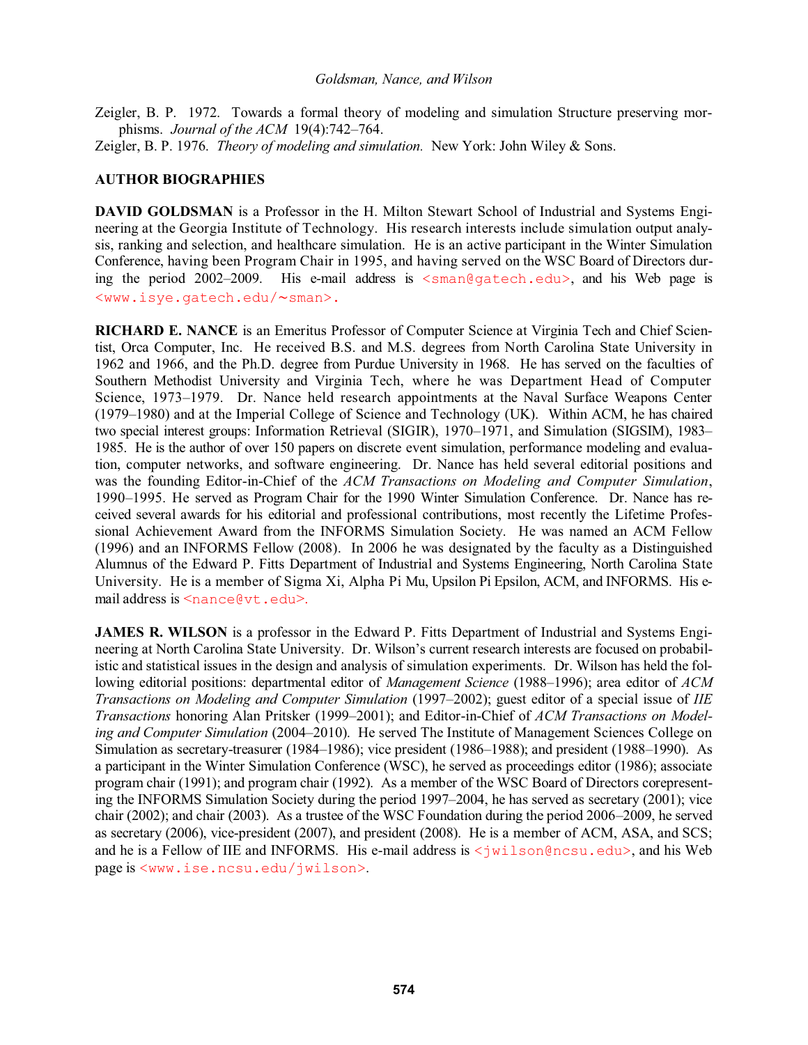Zeigler, B. P. 1972. Towards a formal theory of modeling and simulation Structure preserving morphisms. *Journal of the ACM* 19(4):742–764.

Zeigler, B. P. 1976. *Theory of modeling and simulation.* New York: John Wiley & Sons.

## AUTHOR BIOGRAPHIES

**DAVID GOLDSMAN** is a Professor in the H. Milton Stewart School of Industrial and Systems Engineering at the Georgia Institute of Technology. His research interests include simulation output analysis, ranking and selection, and healthcare simulation. He is an active participant in the Winter Simulation Conference, having been Program Chair in 1995, and having served on the WSC Board of Directors during the period 2002–2009. His e-mail address is <sman@gatech.edu>, and his Web page is <www.isye.gatech.edu/~sman>.

**RICHARD E. NANCE** is an Emeritus Professor of Computer Science at Virginia Tech and Chief Scientist, Orca Computer, Inc. He received B.S. and M.S. degrees from North Carolina State University in 1962 and 1966, and the Ph.D. degree from Purdue University in 1968. He has served on the faculties of Southern Methodist University and Virginia Tech, where he was Department Head of Computer Science, 1973–1979. Dr. Nance held research appointments at the Naval Surface Weapons Center (1979–1980) and at the Imperial College of Science and Technology (UK). Within ACM, he has chaired two special interest groups: Information Retrieval (SIGIR), 1970–1971, and Simulation (SIGSIM), 1983–1985. He is the author of over 150 papers on discrete event simulation, performance modeling and evaluation, computer networks, and software engineering. Dr. Nance has held several editorial positions and was the founding Editor-in-Chief of the *ACM Transactions on Modeling and Computer Simulation*, 1990–1995. He served as Program Chair for the 1990 Winter Simulation Conference. Dr. Nance has received several awards for his editorial and professional contributions, most recently the Lifetime Professional Achievement Award from the INFORMS Simulation Society. He was named an ACM Fellow (1996) and an INFORMS Fellow (2008). In 2006 he was designated by the faculty as a Distinguished Alumnus of the Edward P. Fitts Department of Industrial and Systems Engineering, North Carolina State University. He is a member of Sigma Xi, Alpha Pi Mu, Upsilon Pi Epsilon, ACM, and INFORMS. His e-mail address is <nance@vt.edu>.

**JAMES R. WILSON** is a professor in the Edward P. Fitts Department of Industrial and Systems Engineering at North Carolina State University. Dr. Wilson's current research interests are focused on probabilistic and statistical issues in the design and analysis of simulation experiments. Dr. Wilson has held the following editorial positions: departmental editor of *Management Science* (1988–1996); area editor of *ACM Transactions on Modeling and Computer Simulation* (1997–2002); guest editor of a special issue of *IIE Transactions* honoring Alan Pritsker (1999–2001); and Editor-in-Chief of *ACM Transactions on Modeling and Computer Simulation* (2004–2010). He served The Institute of Management Sciences College on Simulation as secretary-treasurer (1984–1986); vice president (1986–1988); and president (1988–1990). As a participant in the Winter Simulation Conference (WSC), he served as proceedings editor (1986); associate program chair (1991); and program chair (1992). As a member of the WSC Board of Directors corepresenting the INFORMS Simulation Society during the period 1997–2004, he has served as secretary (2001); vice chair (2002); and chair (2003). As a trustee of the WSC Foundation during the period 2006–2009, he served as secretary (2006), vice-president (2007), and president (2008). He is a member of ACM, ASA, and SCS; and he is a Fellow of IIE and INFORMS. His e-mail address is <jwilson@ncsu.edu>, and his Web page is <www.ise.ncsu.edu/jwilson>.